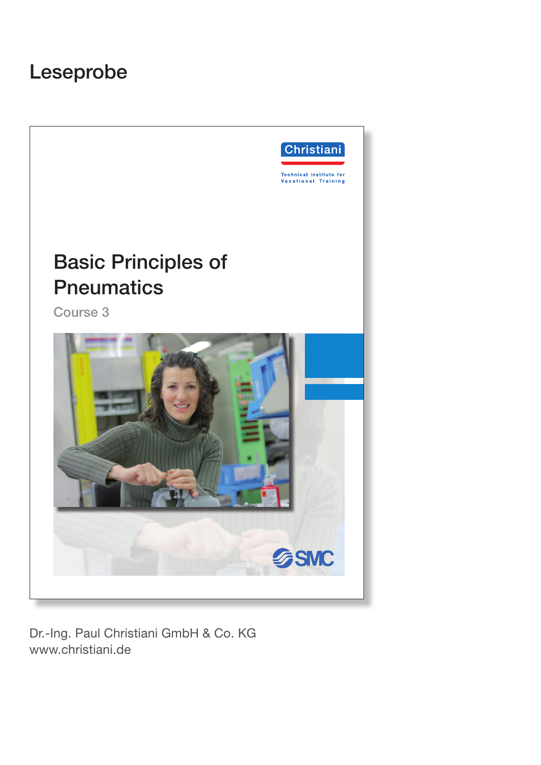# Leseprobe

Christiani

Technical Institute for Vocational Training

## Basic Principles of Pneumatics

Course 3

SMC

Dr.-Ing. Paul Christiani GmbH & Co. KG
www.christiani.de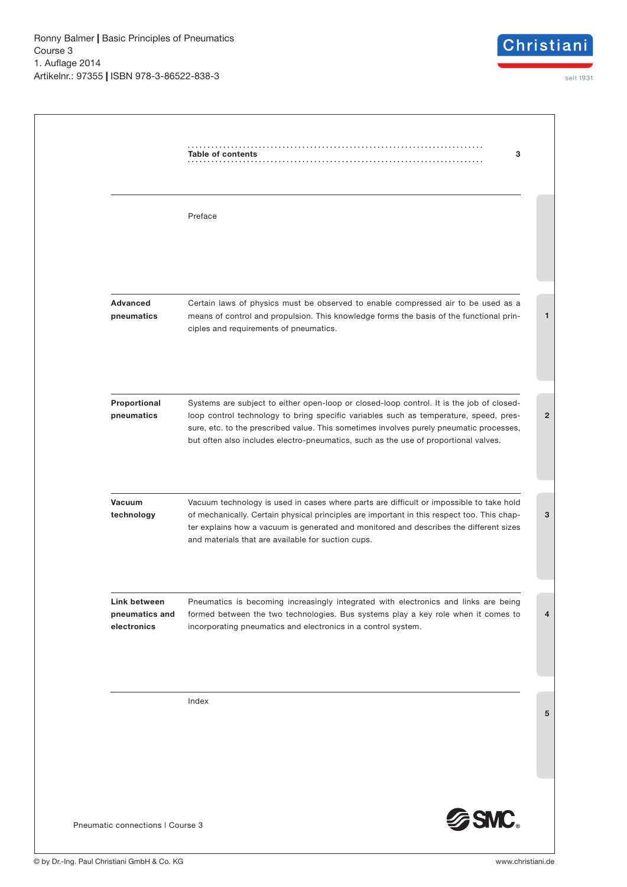Ronny Balmer | Basic Principles of Pneumatics
Course 3
1. Auflage 2014
Artikelnr.: 97355 | ISBN 978-3-86522-838-3

## Table of contents

Preface

**Advanced pneumatics** — 1

Certain laws of physics must be observed to enable compressed air to be used as a means of control and propulsion. This knowledge forms the basis of the functional principles and requirements of pneumatics.

**Proportional pneumatics** — 2

Systems are subject to either open-loop or closed-loop control. It is the job of closed-loop control technology to bring specific variables such as temperature, speed, pressure, etc. to the prescribed value. This sometimes involves purely pneumatic processes, but often also includes electro-pneumatics, such as the use of proportional valves.

**Vacuum technology** — 3

Vacuum technology is used in cases where parts are difficult or impossible to take hold of mechanically. Certain physical principles are important in this respect too. This chapter explains how a vacuum is generated and monitored and describes the different sizes and materials that are available for suction cups.

**Link between pneumatics and electronics** — 4

Pneumatics is becoming increasingly integrated with electronics and links are being formed between the two technologies. Bus systems play a key role when it comes to incorporating pneumatics and electronics in a control system.

Index — 5

Pneumatic connections | Course 3

© by Dr.-Ing. Paul Christiani GmbH & Co. KG

www.christiani.de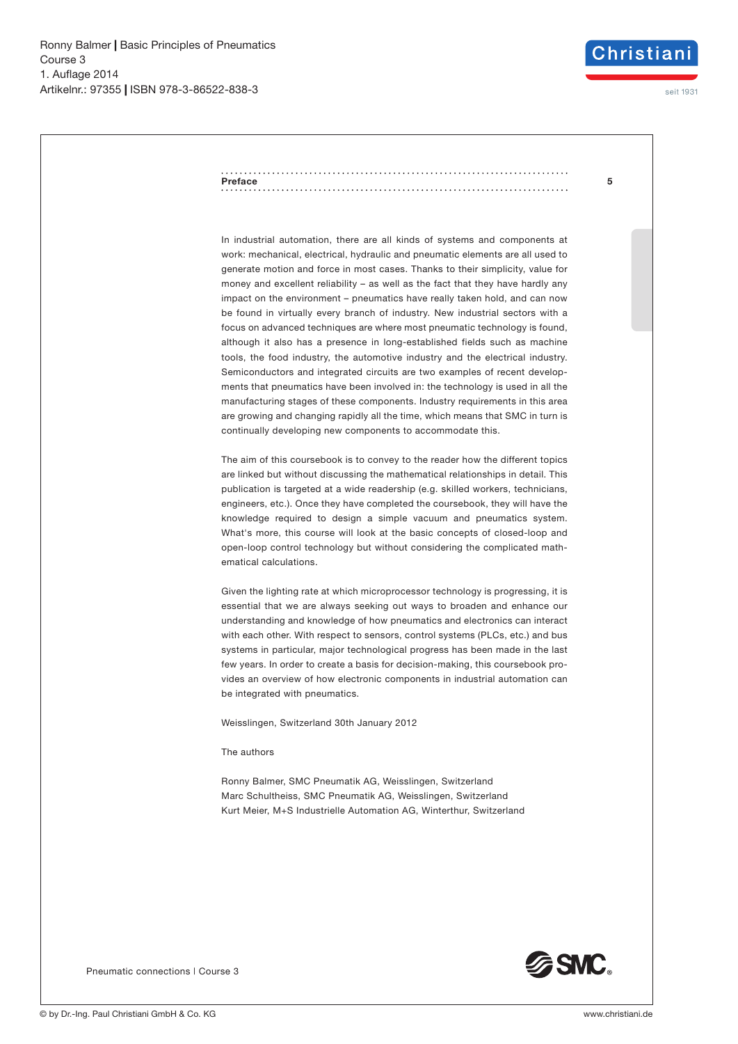## Preface

In industrial automation, there are all kinds of systems and components at work: mechanical, electrical, hydraulic and pneumatic elements are all used to generate motion and force in most cases. Thanks to their simplicity, value for money and excellent reliability – as well as the fact that they have hardly any impact on the environment – pneumatics have really taken hold, and can now be found in virtually every branch of industry. New industrial sectors with a focus on advanced techniques are where most pneumatic technology is found, although it also has a presence in long-established fields such as machine tools, the food industry, the automotive industry and the electrical industry. Semiconductors and integrated circuits are two examples of recent developments that pneumatics have been involved in: the technology is used in all the manufacturing stages of these components. Industry requirements in this area are growing and changing rapidly all the time, which means that SMC in turn is continually developing new components to accommodate this.

The aim of this coursebook is to convey to the reader how the different topics are linked but without discussing the mathematical relationships in detail. This publication is targeted at a wide readership (e.g. skilled workers, technicians, engineers, etc.). Once they have completed the coursebook, they will have the knowledge required to design a simple vacuum and pneumatics system. What's more, this course will look at the basic concepts of closed-loop and open-loop control technology but without considering the complicated mathematical calculations.

Given the lighting rate at which microprocessor technology is progressing, it is essential that we are always seeking out ways to broaden and enhance our understanding and knowledge of how pneumatics and electronics can interact with each other. With respect to sensors, control systems (PLCs, etc.) and bus systems in particular, major technological progress has been made in the last few years. In order to create a basis for decision-making, this coursebook provides an overview of how electronic components in industrial automation can be integrated with pneumatics.

Weisslingen, Switzerland 30th January 2012

The authors

Ronny Balmer, SMC Pneumatik AG, Weisslingen, Switzerland
Marc Schultheiss, SMC Pneumatik AG, Weisslingen, Switzerland
Kurt Meier, M+S Industrielle Automation AG, Winterthur, Switzerland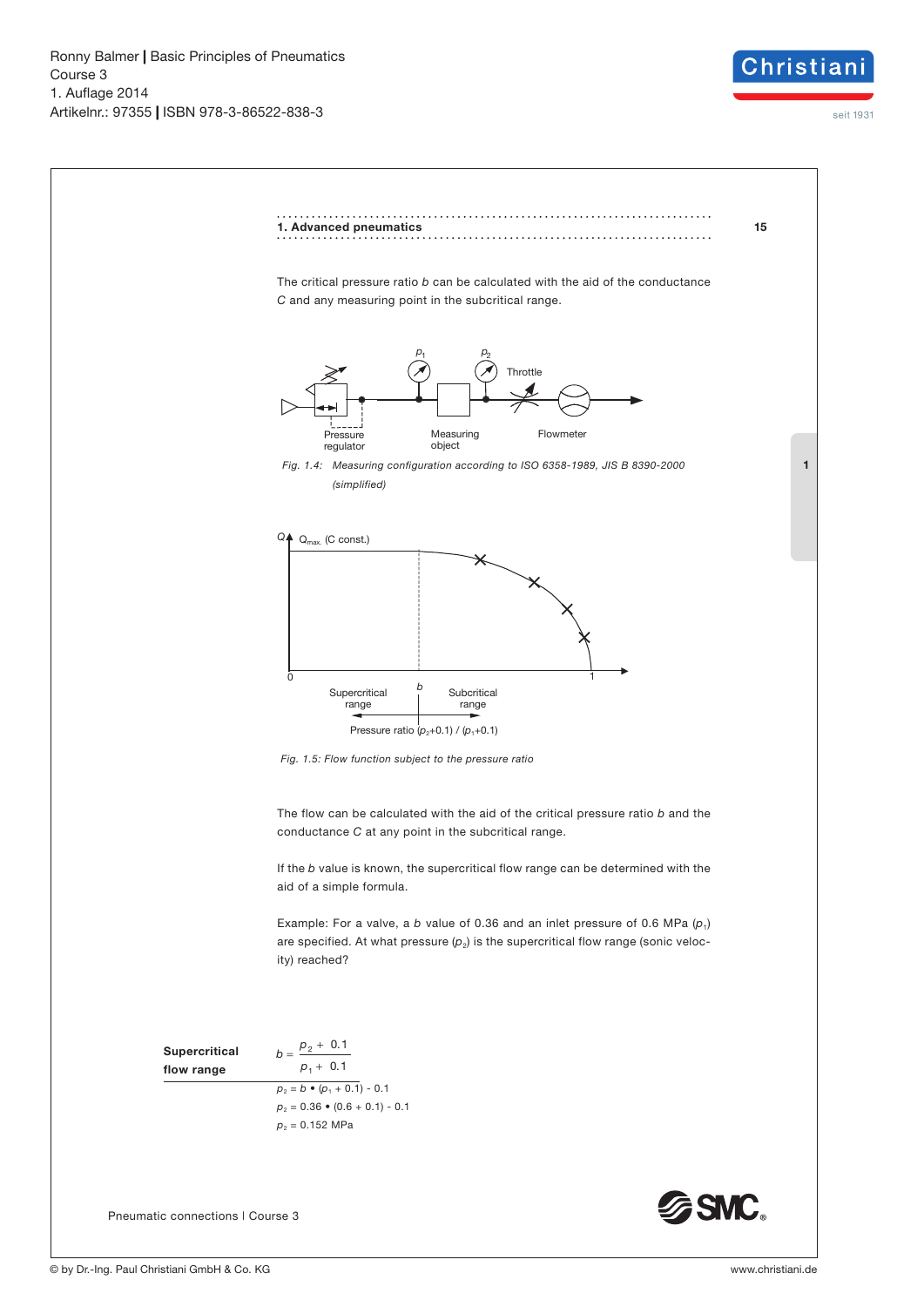The critical pressure ratio $b$ can be calculated with the aid of the conductance $C$ and any measuring point in the subcritical range.

*Fig. 1.4: Measuring configuration according to ISO 6358-1989, JIS B 8390-2000 (simplified)*

*Fig. 1.5: Flow function subject to the pressure ratio*

The flow can be calculated with the aid of the critical pressure ratio $b$ and the conductance $C$ at any point in the subcritical range.

If the $b$ value is known, the supercritical flow range can be determined with the aid of a simple formula.

Example: For a valve, a $b$ value of 0.36 and an inlet pressure of 0.6 MPa ($p_1$) are specified. At what pressure ($p_2$) is the supercritical flow range (sonic velocity) reached?

**Supercritical flow range**

$$b = \frac{p_2 + 0.1}{p_1 + 0.1}$$

$$p_2 = b \bullet (p_1 + 0.1) - 0.1$$

$$p_2 = 0.36 \bullet (0.6 + 0.1) - 0.1$$

$$p_2 = 0.152 \text{ MPa}$$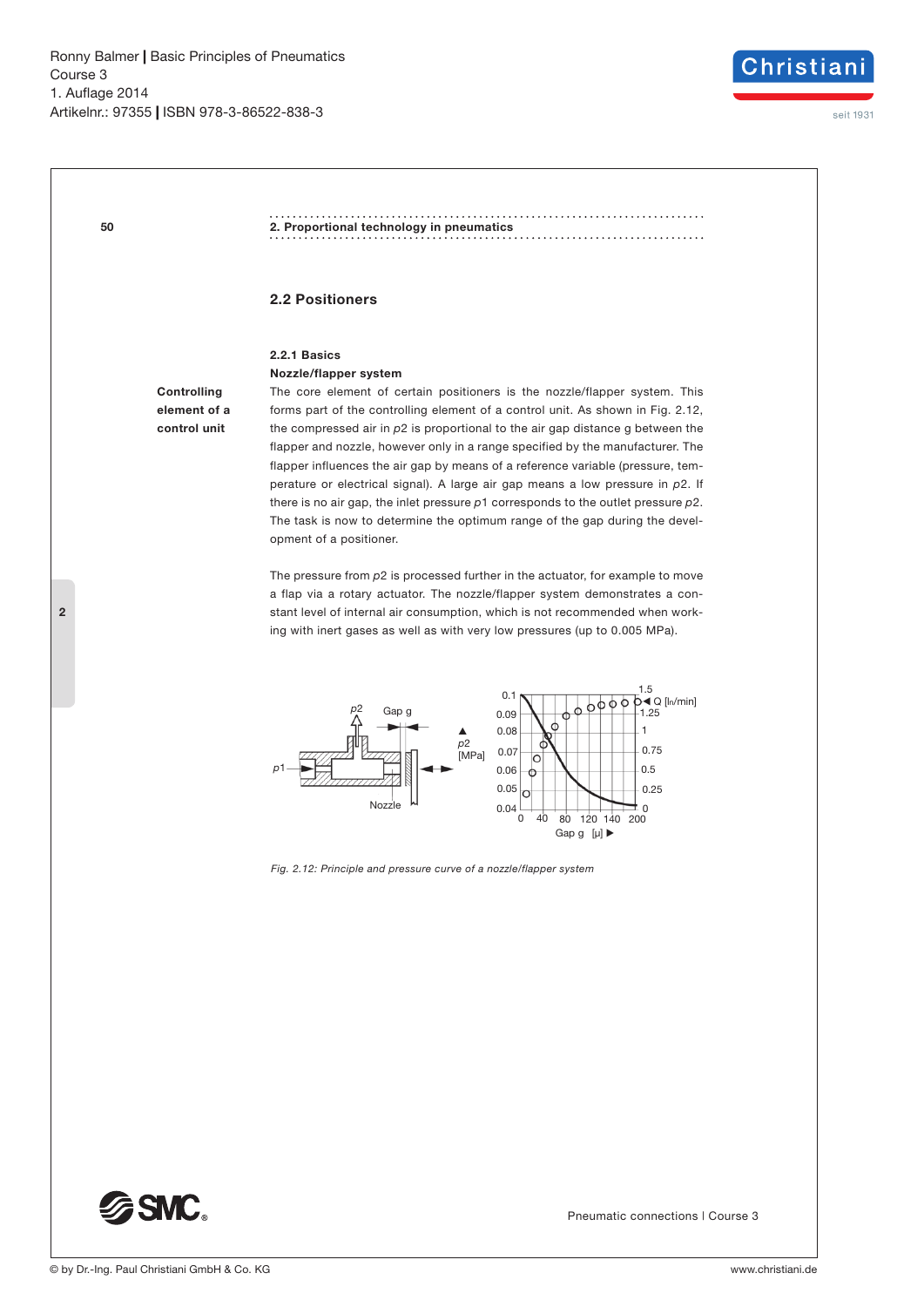## 2.2 Positioners

### 2.2.1 Basics

**Nozzle/flapper system**

**Controlling element of a control unit**

The core element of certain positioners is the nozzle/flapper system. This forms part of the controlling element of a control unit. As shown in Fig. 2.12, the compressed air in *p*2 is proportional to the air gap distance g between the flapper and nozzle, however only in a range specified by the manufacturer. The flapper influences the air gap by means of a reference variable (pressure, temperature or electrical signal). A large air gap means a low pressure in *p*2. If there is no air gap, the inlet pressure *p*1 corresponds to the outlet pressure *p*2. The task is now to determine the optimum range of the gap during the development of a positioner.

The pressure from *p*2 is processed further in the actuator, for example to move a flap via a rotary actuator. The nozzle/flapper system demonstrates a constant level of internal air consumption, which is not recommended when working with inert gases as well as with very low pressures (up to 0.005 MPa).

*Fig. 2.12: Principle and pressure curve of a nozzle/flapper system*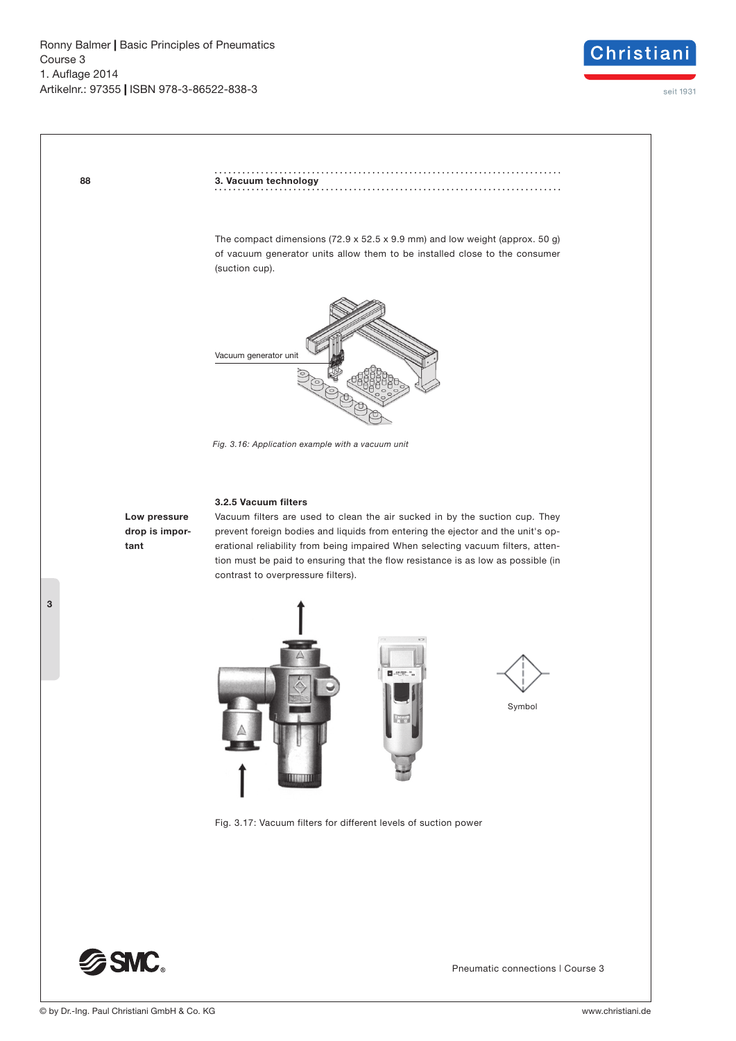The compact dimensions (72.9 x 52.5 x 9.9 mm) and low weight (approx. 50 g) of vacuum generator units allow them to be installed close to the consumer (suction cup).

Vacuum generator unit

*Fig. 3.16: Application example with a vacuum unit*

### 3.2.5 Vacuum filters

**Low pressure drop is important**

Vacuum filters are used to clean the air sucked in by the suction cup. They prevent foreign bodies and liquids from entering the ejector and the unit's operational reliability from being impaired When selecting vacuum filters, attention must be paid to ensuring that the flow resistance is as low as possible (in contrast to overpressure filters).

Symbol

Fig. 3.17: Vacuum filters for different levels of suction power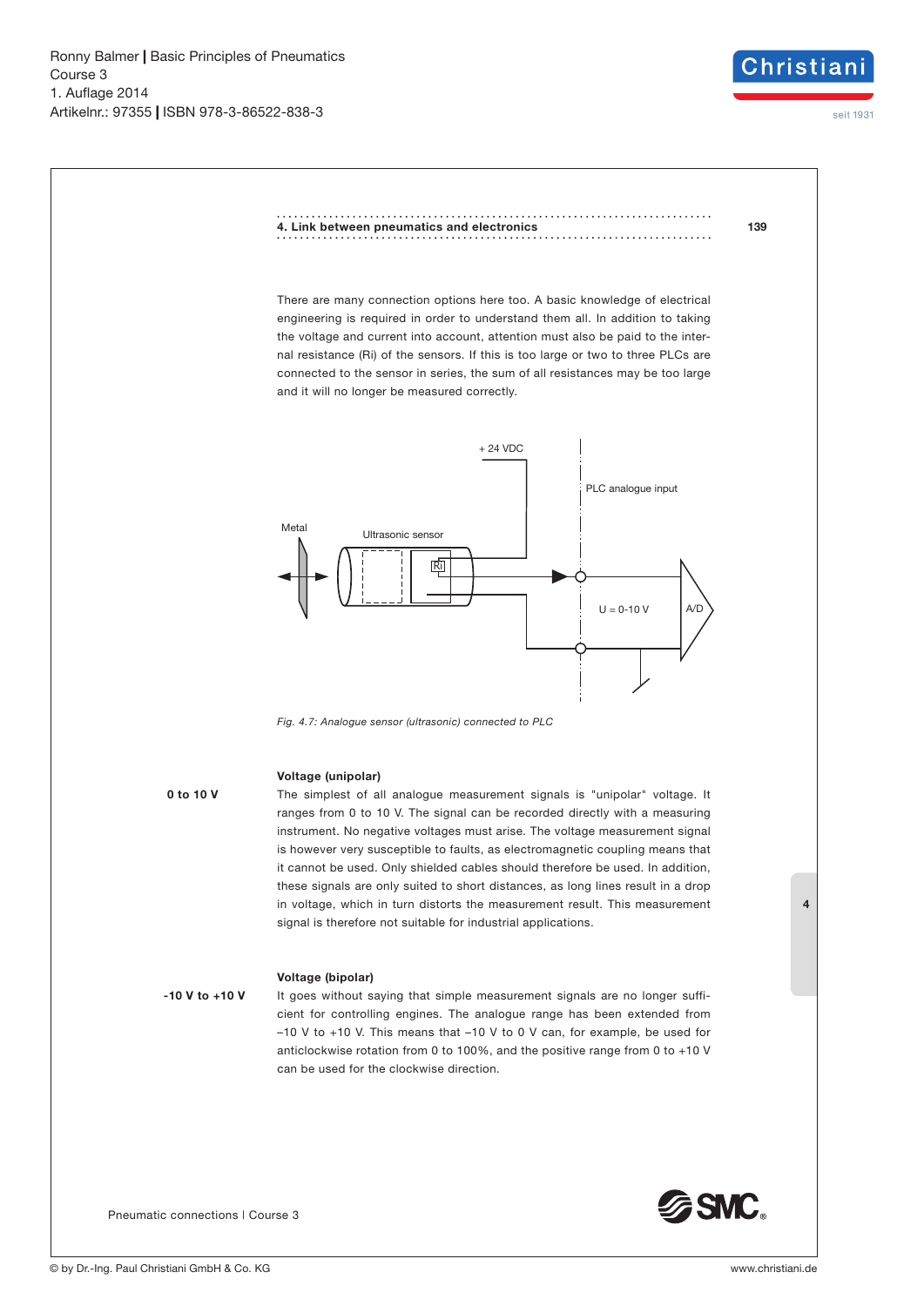There are many connection options here too. A basic knowledge of electrical engineering is required in order to understand them all. In addition to taking the voltage and current into account, attention must also be paid to the internal resistance (Ri) of the sensors. If this is too large or two to three PLCs are connected to the sensor in series, the sum of all resistances may be too large and it will no longer be measured correctly.

+ 24 VDC

PLC analogue input

Metal

Ultrasonic sensor

Ri

U = 0-10 V

A/D

*Fig. 4.7: Analogue sensor (ultrasonic) connected to PLC*

### Voltage (unipolar)

**0 to 10 V**

The simplest of all analogue measurement signals is "unipolar" voltage. It ranges from 0 to 10 V. The signal can be recorded directly with a measuring instrument. No negative voltages must arise. The voltage measurement signal is however very susceptible to faults, as electromagnetic coupling means that it cannot be used. Only shielded cables should therefore be used. In addition, these signals are only suited to short distances, as long lines result in a drop in voltage, which in turn distorts the measurement result. This measurement signal is therefore not suitable for industrial applications.

### Voltage (bipolar)

**-10 V to +10 V**

It goes without saying that simple measurement signals are no longer sufficient for controlling engines. The analogue range has been extended from –10 V to +10 V. This means that –10 V to 0 V can, for example, be used for anticlockwise rotation from 0 to 100%, and the positive range from 0 to +10 V can be used for the clockwise direction.